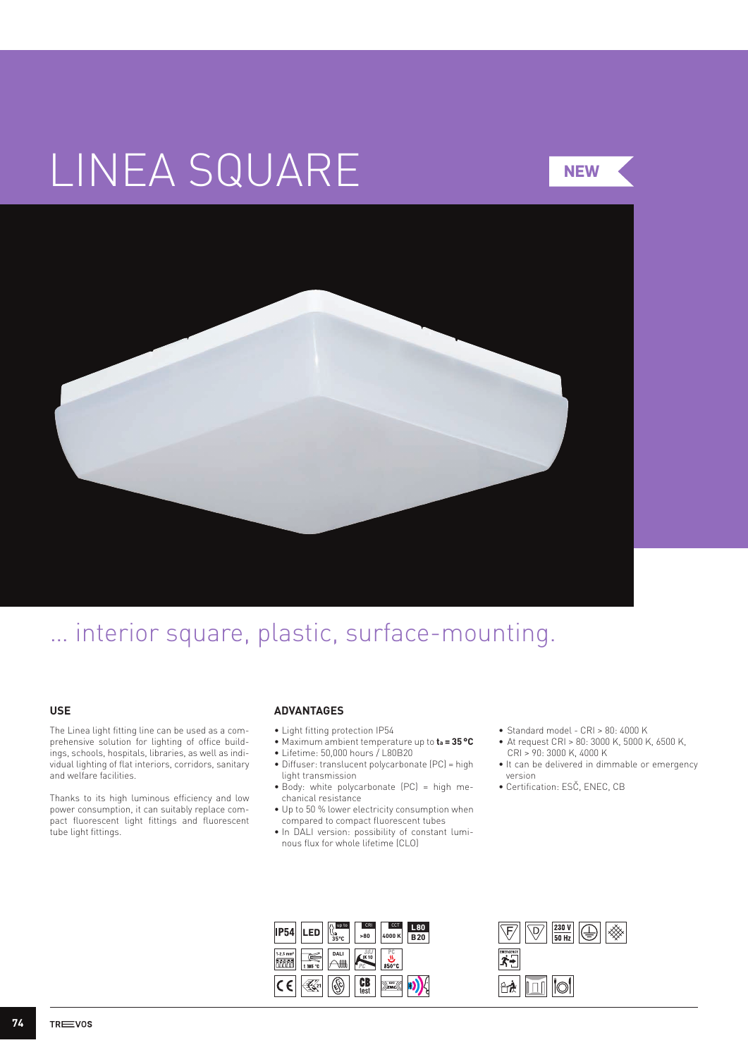# LINEA SQUARE

NEW

## ... interior square, plastic, surface-mounting.

### USE

The Linea light fitting line can be used as a comprehensive solution for lighting of office buildings, schools, hospitals, libraries, as well as individual lighting of flat interiors, corridors, sanitary and welfare facilities.

Thanks to its high luminous efficiency and low power consumption, it can suitably replace compact fluorescent light fittings and fluorescent tube light fittings.

### ADVANTAGES

- Light fitting protection IP54
- Maximum ambient temperature up to **$t_a$ = 35 °C**
- Lifetime: 50,000 hours / L80B20
- Diffuser: translucent polycarbonate (PC) = high light transmission
- Body: white polycarbonate (PC) = high mechanical resistance
- Up to 50 % lower electricity consumption when compared to compact fluorescent tubes
- In DALI version: possibility of constant luminous flux for whole lifetime (CLO)
- Standard model - CRI > 80: 4000 K
- At request CRI > 80: 3000 K, 5000 K, 6500 K, CRI > 90: 3000 K, 4000 K
- It can be delivered in dimmable or emergency version
- Certification: ESČ, ENEC, CB

IP54 | LED | up to $t_a$ 35°C | CRI >80 | CCT 4000 K | L80 B20
1-2.5 mm² | t 105 °C | DALI | 20J IK10 PC | PC 850°C
CE | 21 | CB test | ENEC

F | D | 230 V 50 Hz | EMERGENCY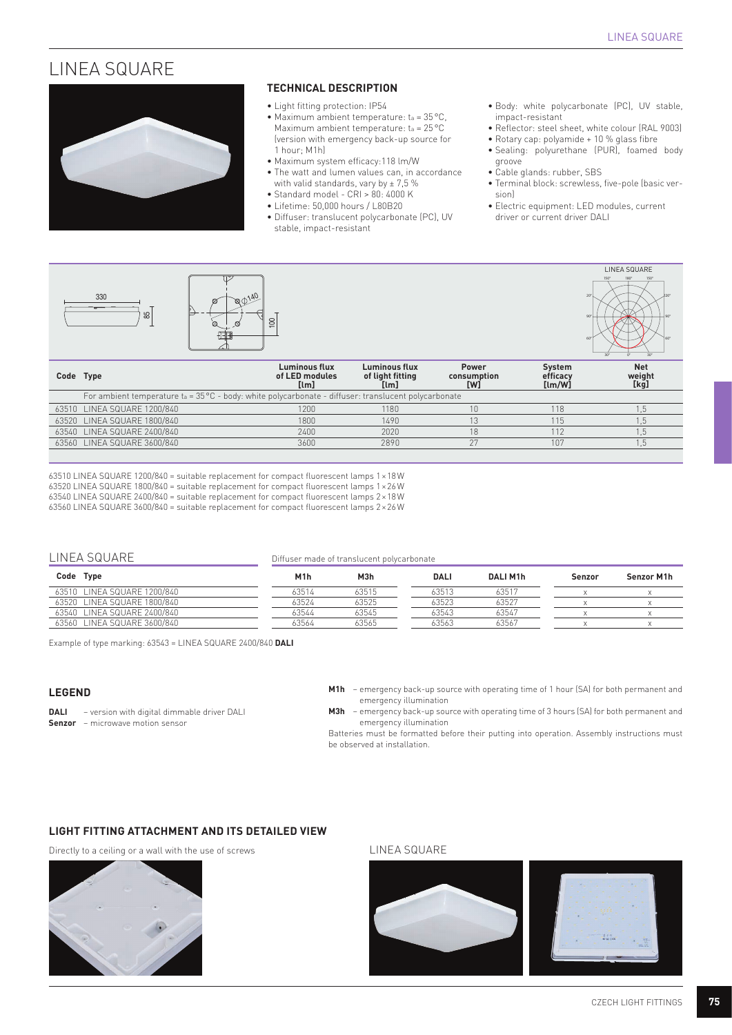# LINEA SQUARE

### TECHNICAL DESCRIPTION

- Light fitting protection: IP54
- Maximum ambient temperature: $t_a$ = 35 °C, Maximum ambient temperature: $t_a$ = 25 °C (version with emergency back-up source for 1 hour; M1h)
- Maximum system efficacy:118 lm/W
- The watt and lumen values can, in accordance with valid standards, vary by ± 7,5 %
- Standard model - CRI > 80: 4000 K
- Lifetime: 50,000 hours / L80B20
- Diffuser: translucent polycarbonate (PC), UV stable, impact-resistant
- Body: white polycarbonate (PC), UV stable, impact-resistant
- Reflector: steel sheet, white colour (RAL 9003)
- Rotary cap: polyamide + 10 % glass fibre
- Sealing: polyurethane (PUR), foamed body groove
- Cable glands: rubber, SBS
- Terminal block: screwless, five-pole (basic version)
- Electric equipment: LED modules, current driver or current driver DALI

330

85

Ø140

100

LINEA SQUARE

| Code | Type | Luminous flux of LED modules [lm] | Luminous flux of light fitting [lm] | Power consumption [W] | System efficacy [lm/W] | Net weight [kg] |
|---|---|---|---|---|---|---|
| | For ambient temperature $t_a$ = 35 °C - body: white polycarbonate - diffuser: translucent polycarbonate | | | | | |
| 63510 | LINEA SQUARE 1200/840 | 1200 | 1180 | 10 | 118 | 1,5 |
| 63520 | LINEA SQUARE 1800/840 | 1800 | 1490 | 13 | 115 | 1,5 |
| 63540 | LINEA SQUARE 2400/840 | 2400 | 2020 | 18 | 112 | 1,5 |
| 63560 | LINEA SQUARE 3600/840 | 3600 | 2890 | 27 | 107 | 1,5 |

63510 LINEA SQUARE 1200/840 = suitable replacement for compact fluorescent lamps 1×18W
63520 LINEA SQUARE 1800/840 = suitable replacement for compact fluorescent lamps 1×26W
63540 LINEA SQUARE 2400/840 = suitable replacement for compact fluorescent lamps 2×18W
63560 LINEA SQUARE 3600/840 = suitable replacement for compact fluorescent lamps 2×26W

## LINEA SQUARE

Diffuser made of translucent polycarbonate

| Code | Type | M1h | M3h | DALI | DALI M1h | Senzor | Senzor M1h |
|---|---|---|---|---|---|---|---|
| 63510 | LINEA SQUARE 1200/840 | 63514 | 63515 | 63513 | 63517 | x | x |
| 63520 | LINEA SQUARE 1800/840 | 63524 | 63525 | 63523 | 63527 | x | x |
| 63540 | LINEA SQUARE 2400/840 | 63544 | 63545 | 63543 | 63547 | x | x |
| 63560 | LINEA SQUARE 3600/840 | 63564 | 63565 | 63563 | 63567 | x | x |

Example of type marking: 63543 = LINEA SQUARE 2400/840 **DALI**

### LEGEND

**DALI** – version with digital dimmable driver DALI
**Senzor** – microwave motion sensor

**M1h** – emergency back-up source with operating time of 1 hour (SA) for both permanent and emergency illumination
**M3h** – emergency back-up source with operating time of 3 hours (SA) for both permanent and emergency illumination

Batteries must be formatted before their putting into operation. Assembly instructions must be observed at installation.

### LIGHT FITTING ATTACHMENT AND ITS DETAILED VIEW

Directly to a ceiling or a wall with the use of screws

LINEA SQUARE